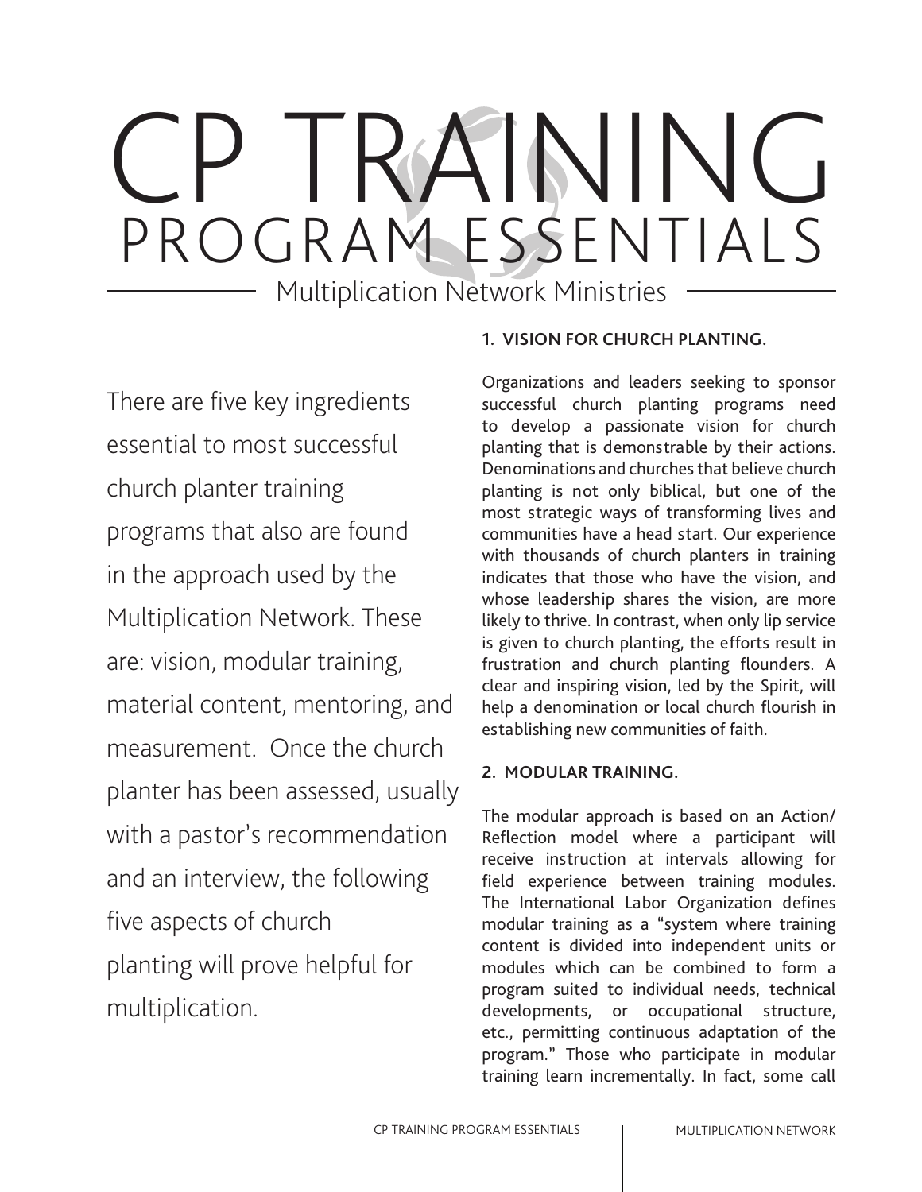# CP TRAINING
## PROGRAM ESSENTIALS

Multiplication Network Ministries

There are five key ingredients essential to most successful church planter training programs that also are found in the approach used by the Multiplication Network. These are: vision, modular training, material content, mentoring, and measurement. Once the church planter has been assessed, usually with a pastor's recommendation and an interview, the following five aspects of church planting will prove helpful for multiplication.

### 1. VISION FOR CHURCH PLANTING.

Organizations and leaders seeking to sponsor successful church planting programs need to develop a passionate vision for church planting that is demonstrable by their actions. Denominations and churches that believe church planting is not only biblical, but one of the most strategic ways of transforming lives and communities have a head start. Our experience with thousands of church planters in training indicates that those who have the vision, and whose leadership shares the vision, are more likely to thrive. In contrast, when only lip service is given to church planting, the efforts result in frustration and church planting flounders. A clear and inspiring vision, led by the Spirit, will help a denomination or local church flourish in establishing new communities of faith.

### 2. MODULAR TRAINING.

The modular approach is based on an Action/Reflection model where a participant will receive instruction at intervals allowing for field experience between training modules. The International Labor Organization defines modular training as a "system where training content is divided into independent units or modules which can be combined to form a program suited to individual needs, technical developments, or occupational structure, etc., permitting continuous adaptation of the program." Those who participate in modular training learn incrementally. In fact, some call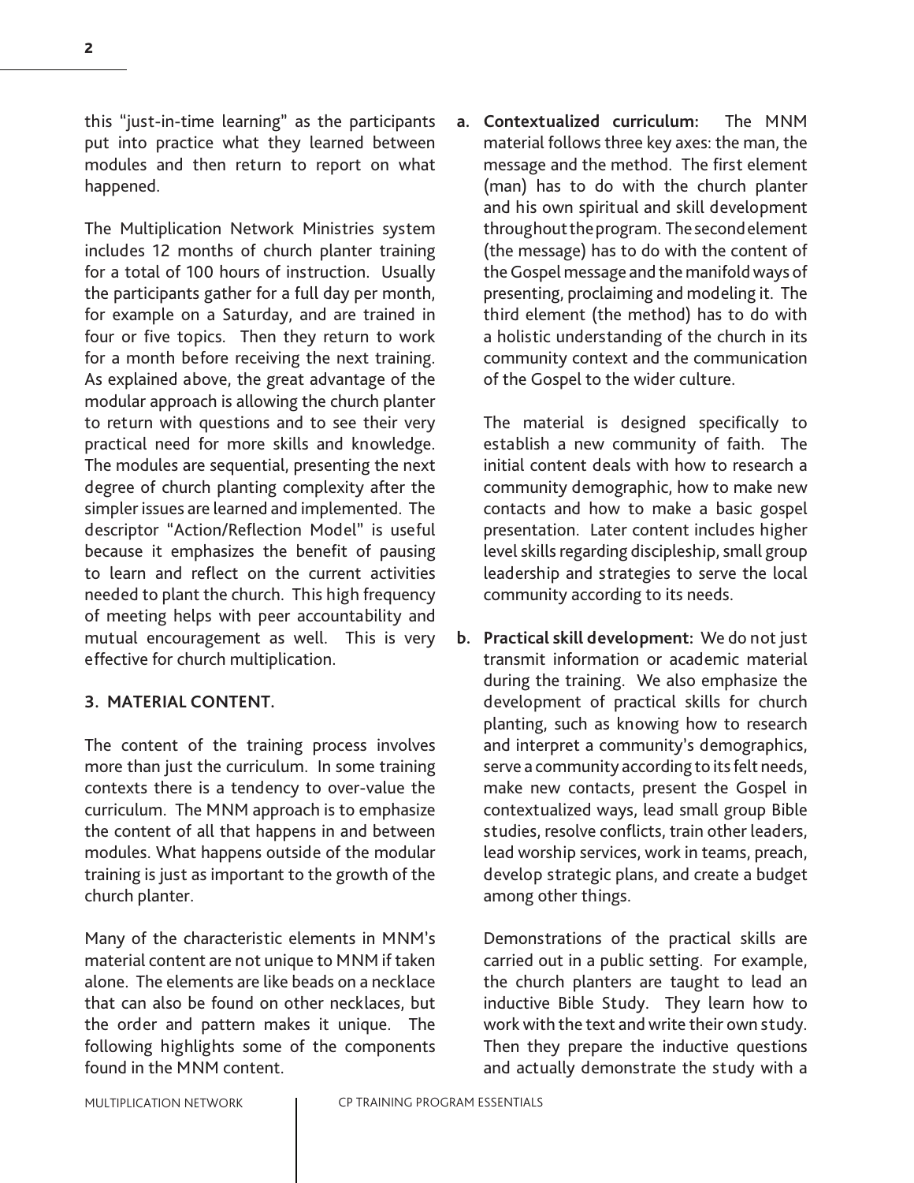this "just-in-time learning" as the participants put into practice what they learned between modules and then return to report on what happened.

The Multiplication Network Ministries system includes 12 months of church planter training for a total of 100 hours of instruction. Usually the participants gather for a full day per month, for example on a Saturday, and are trained in four or five topics. Then they return to work for a month before receiving the next training. As explained above, the great advantage of the modular approach is allowing the church planter to return with questions and to see their very practical need for more skills and knowledge. The modules are sequential, presenting the next degree of church planting complexity after the simpler issues are learned and implemented. The descriptor "Action/Reflection Model" is useful because it emphasizes the benefit of pausing to learn and reflect on the current activities needed to plant the church. This high frequency of meeting helps with peer accountability and mutual encouragement as well. This is very effective for church multiplication.

### 3. MATERIAL CONTENT.

The content of the training process involves more than just the curriculum. In some training contexts there is a tendency to over-value the curriculum. The MNM approach is to emphasize the content of all that happens in and between modules. What happens outside of the modular training is just as important to the growth of the church planter.

Many of the characteristic elements in MNM's material content are not unique to MNM if taken alone. The elements are like beads on a necklace that can also be found on other necklaces, but the order and pattern makes it unique. The following highlights some of the components found in the MNM content.

a. **Contextualized curriculum:** The MNM material follows three key axes: the man, the message and the method. The first element (man) has to do with the church planter and his own spiritual and skill development throughout the program. The second element (the message) has to do with the content of the Gospel message and the manifold ways of presenting, proclaiming and modeling it. The third element (the method) has to do with a holistic understanding of the church in its community context and the communication of the Gospel to the wider culture.

   The material is designed specifically to establish a new community of faith. The initial content deals with how to research a community demographic, how to make new contacts and how to make a basic gospel presentation. Later content includes higher level skills regarding discipleship, small group leadership and strategies to serve the local community according to its needs.

b. **Practical skill development:** We do not just transmit information or academic material during the training. We also emphasize the development of practical skills for church planting, such as knowing how to research and interpret a community's demographics, serve a community according to its felt needs, make new contacts, present the Gospel in contextualized ways, lead small group Bible studies, resolve conflicts, train other leaders, lead worship services, work in teams, preach, develop strategic plans, and create a budget among other things.

   Demonstrations of the practical skills are carried out in a public setting. For example, the church planters are taught to lead an inductive Bible Study. They learn how to work with the text and write their own study. Then they prepare the inductive questions and actually demonstrate the study with a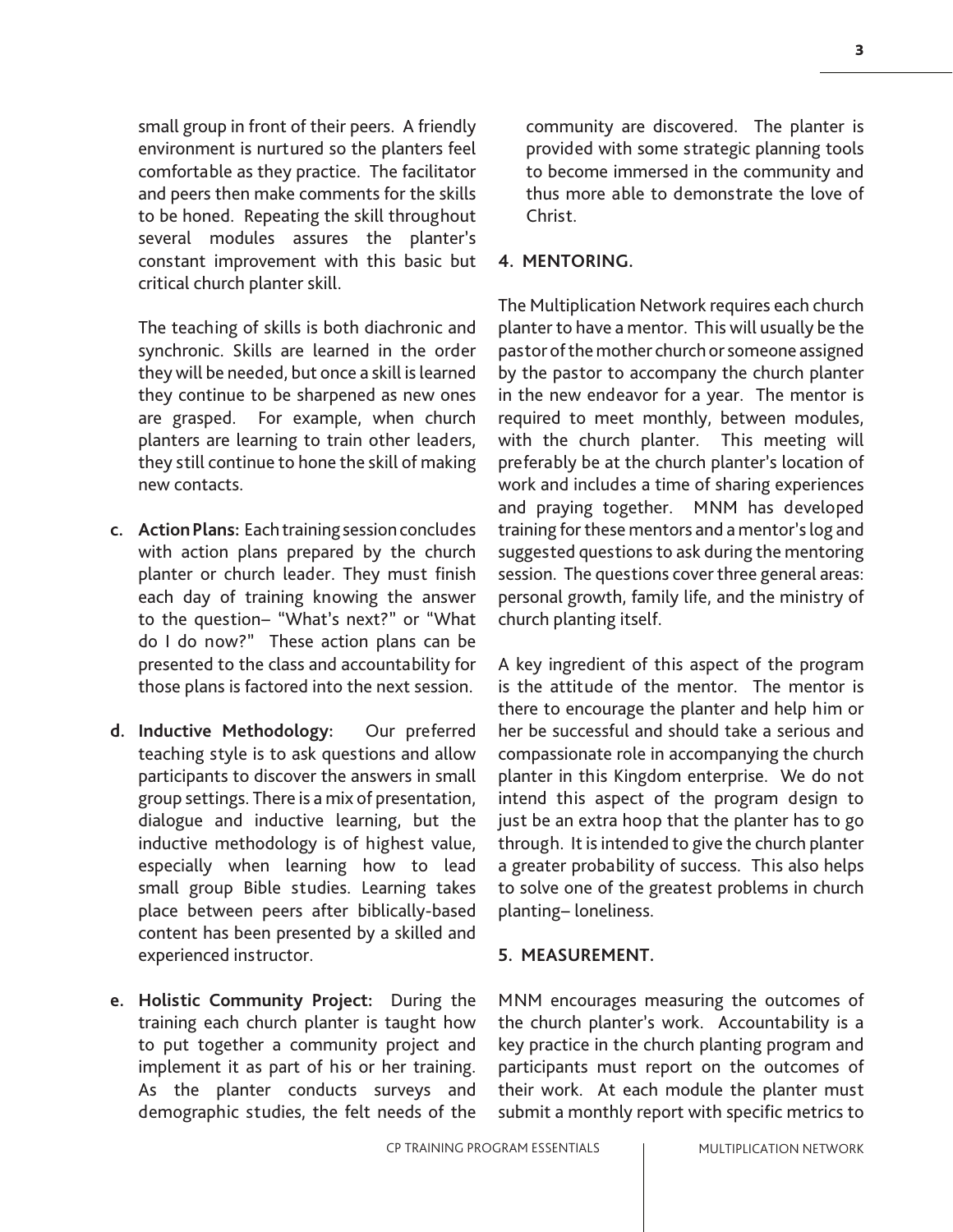small group in front of their peers. A friendly environment is nurtured so the planters feel comfortable as they practice. The facilitator and peers then make comments for the skills to be honed. Repeating the skill throughout several modules assures the planter's constant improvement with this basic but critical church planter skill.

The teaching of skills is both diachronic and synchronic. Skills are learned in the order they will be needed, but once a skill is learned they continue to be sharpened as new ones are grasped. For example, when church planters are learning to train other leaders, they still continue to hone the skill of making new contacts.

c. **Action Plans:** Each training session concludes with action plans prepared by the church planter or church leader. They must finish each day of training knowing the answer to the question– "What's next?" or "What do I do now?" These action plans can be presented to the class and accountability for those plans is factored into the next session.

d. **Inductive Methodology:** Our preferred teaching style is to ask questions and allow participants to discover the answers in small group settings. There is a mix of presentation, dialogue and inductive learning, but the inductive methodology is of highest value, especially when learning how to lead small group Bible studies. Learning takes place between peers after biblically-based content has been presented by a skilled and experienced instructor.

e. **Holistic Community Project:** During the training each church planter is taught how to put together a community project and implement it as part of his or her training. As the planter conducts surveys and demographic studies, the felt needs of the community are discovered. The planter is provided with some strategic planning tools to become immersed in the community and thus more able to demonstrate the love of Christ.

## 4. MENTORING.

The Multiplication Network requires each church planter to have a mentor. This will usually be the pastor of the mother church or someone assigned by the pastor to accompany the church planter in the new endeavor for a year. The mentor is required to meet monthly, between modules, with the church planter. This meeting will preferably be at the church planter's location of work and includes a time of sharing experiences and praying together. MNM has developed training for these mentors and a mentor's log and suggested questions to ask during the mentoring session. The questions cover three general areas: personal growth, family life, and the ministry of church planting itself.

A key ingredient of this aspect of the program is the attitude of the mentor. The mentor is there to encourage the planter and help him or her be successful and should take a serious and compassionate role in accompanying the church planter in this Kingdom enterprise. We do not intend this aspect of the program design to just be an extra hoop that the planter has to go through. It is intended to give the church planter a greater probability of success. This also helps to solve one of the greatest problems in church planting– loneliness.

## 5. MEASUREMENT.

MNM encourages measuring the outcomes of the church planter's work. Accountability is a key practice in the church planting program and participants must report on the outcomes of their work. At each module the planter must submit a monthly report with specific metrics to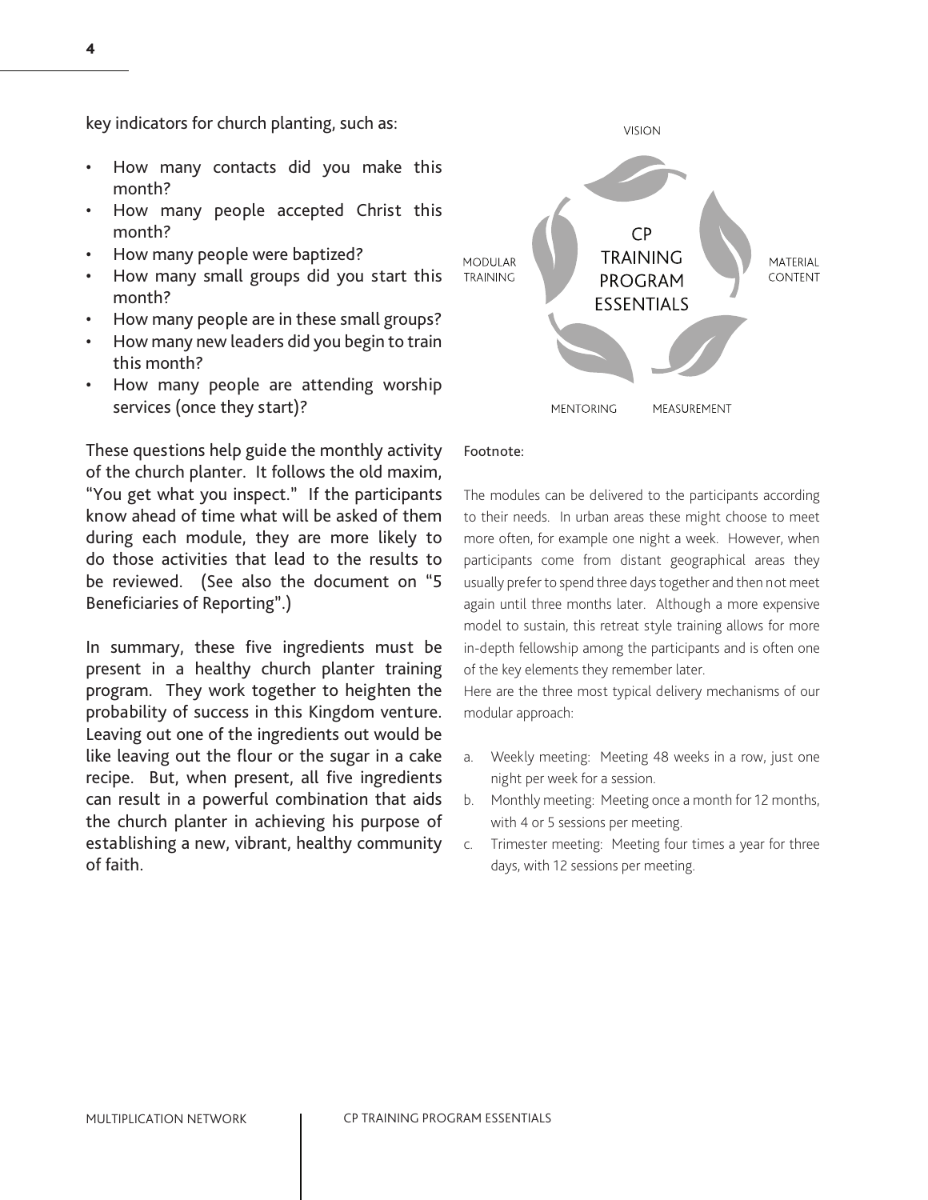key indicators for church planting, such as:

- How many contacts did you make this month?
- How many people accepted Christ this month?
- How many people were baptized?
- How many small groups did you start this month?
- How many people are in these small groups?
- How many new leaders did you begin to train this month?
- How many people are attending worship services (once they start)?

These questions help guide the monthly activity of the church planter. It follows the old maxim, "You get what you inspect." If the participants know ahead of time what will be asked of them during each module, they are more likely to do those activities that lead to the results to be reviewed. (See also the document on "5 Beneficiaries of Reporting".)

In summary, these five ingredients must be present in a healthy church planter training program. They work together to heighten the probability of success in this Kingdom venture. Leaving out one of the ingredients out would be like leaving out the flour or the sugar in a cake recipe. But, when present, all five ingredients can result in a powerful combination that aids the church planter in achieving his purpose of establishing a new, vibrant, healthy community of faith.

VISION

MATERIAL CONTENT

MEASUREMENT

MENTORING

MODULAR TRAINING

CP TRAINING PROGRAM ESSENTIALS

Footnote:

The modules can be delivered to the participants according to their needs. In urban areas these might choose to meet more often, for example one night a week. However, when participants come from distant geographical areas they usually prefer to spend three days together and then not meet again until three months later. Although a more expensive model to sustain, this retreat style training allows for more in-depth fellowship among the participants and is often one of the key elements they remember later.

Here are the three most typical delivery mechanisms of our modular approach:

a. Weekly meeting: Meeting 48 weeks in a row, just one night per week for a session.
b. Monthly meeting: Meeting once a month for 12 months, with 4 or 5 sessions per meeting.
c. Trimester meeting: Meeting four times a year for three days, with 12 sessions per meeting.